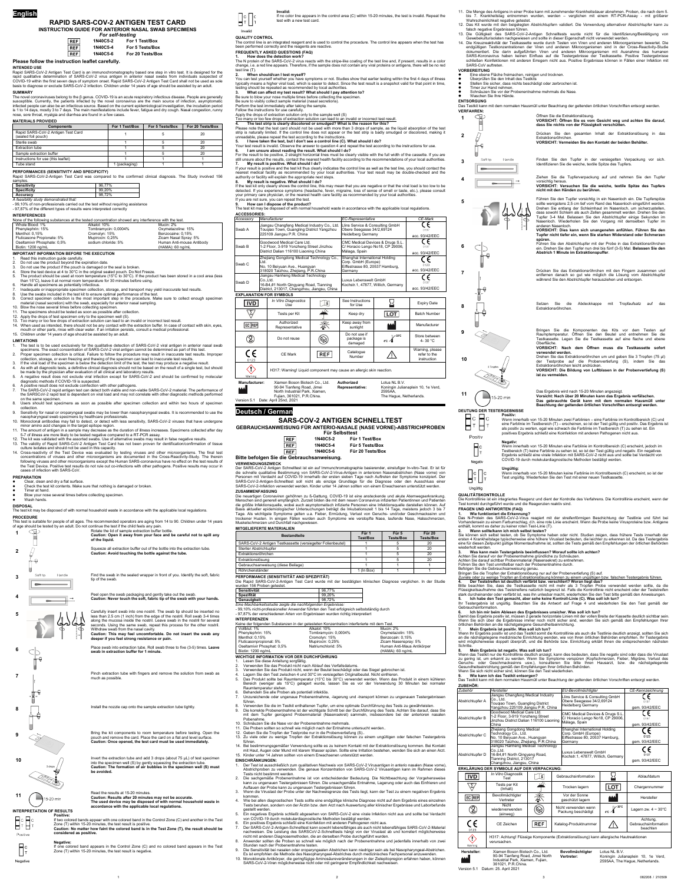English

# RAPID SARS-COV-2 ANTIGEN TEST CARD

## INSTRUCTION GUIDE FOR ANTERIOR NASAL SWAB SPECIMENS

*For self-testing*

| REF | 1N40C5-2 | For 1 Test/Box |
|---|---|---|
| REF | 1N40C5-4 | For 5 Tests/Box |
| REF | 1N40C5-6 | For 20 Tests/Box |

**Please follow the instruction leaflet carefully.**

### INTENDED USE

Rapid SARS-CoV-2 Antigen Test Card is an immunochromatography based one step in vitro test. It is designed for the rapid qualitative determination of SARS-CoV-2 virus antigen in anterior nasal swabs from individuals suspected of COVID-19 within the first seven days of symptom onset. Rapid SARS-CoV-2 Antigen Test Card shall not be used as sole basis to diagnose or exclude SARS-CoV-2 infection. Children under 14 years of age should be assisted by an adult.

### SUMMARY

The novel coronaviruses belong to the β genus. COVID-19 is an acute respiratory infectious disease. People are generally susceptible. Currently, the patients infected by the novel coronavirus are the main source of infection, asymptomatic infected people can also be an infectious source. Based on the current epidemiological investigation, the incubation period is 1 to 14 days, mostly 3 to 7 days. The main manifestations include fever, fatigue and dry cough. Nasal congestion, runny nose, sore throat, myalgia and diarrhea are found in a few cases.

### MATERIALS PROVIDED

| Components | For 1 Test/Box | For 5 Tests/Box | For 20 Tests/Box |
|---|---|---|---|
| Rapid SARS-CoV-2 Antigen Test Card (sealed foil pouch) | 1 | 5 | 20 |
| Sterile swab | 1 | 5 | 20 |
| Extraction tube | 1 | 5 | 20 |
| Sample extraction buffer | 1 | 5 | 20 |
| Instructions for use (this leaflet) | 1 | 1 | 1 |
| Tube stand | 1 (packaging) | 1 | 1 |

### PERFORMANCES (SENSITIVITY AND SPECIFICITY)

Rapid SARS-CoV-2 Antigen Test Card was compared to the confirmed clinical diagnosis. The Study involved 156 samples.

| Sensitivity | 96.77% |
|---|---|
| Specificity | 99.20% |
| Accuracy | 98.72% |

*A feasibility study demonstrated that:*
- 99,10% of non-professionals carried out the test without requiring assistance
- 97,87% of the different types of results were interpreted correctly

### INTERFERENCES

None of the following substances at the tested concentration showed any interference with the test.

| | | |
|---|---|---|
| Whole Blood: 1% | Alkalol: 10% | Mucin: 2% |
| Phenylephrin: 15% | Tombramycin: 0,0004% | Oxymetazoline: 15% |
| Menthol: 0,15% | Cromolyn: 15% | Benzocaine: 0,15% |
| Fluticasone Propionate: 5% | Mupirocin: 0,25% | Zicam Nasal Spray: 5% |
| Oseltamivir Phosphate: 0,5% | sodium chloride: 5% | Human Anti-mouse Antibody (HAMA): 60 ng/mL |
| Biotin: 1200 ng/mL | | |

### IMPORTANT INFORMATION BEFORE THE EXECUTION

1. Read this instruction guide carefully.
2. Do not use the product beyond the expiration date.
3. Do not use the product if the pouch is damaged or the seal is broken.
4. Store the test device at 4 to 30°C in the original sealed pouch. Do Not Freeze.
5. The product should be used at room temperature (15°C to 30°C). If the product has been stored in a cool area (less than 15°C), leave it at normal room temperature for 30 minutes before using.
6. Handle all specimens as potentially infectious.
7. Inadequate or inappropriate specimen collection, storage, and transport may yield inaccurate test results.
8. Use the swabs included in the test kit to ensure optimal performance of the test.
9. Correct specimen collection is the most important step in the procedure. Make sure to collect enough specimen material (nasal secretion) with the swab, especially for anterior nasal sampling.
10. Blow the nose several times before collecting specimen.
11. The specimens should be tested as soon as possible after collection.
12. Apply the drops of test specimen only to the specimen well (S).
13. Too many or too few drops of extraction solution can lead to an invalid or incorrect test result.
14. When used as intended, there should not be any contact with the extraction buffer. In case of contact with skin, eyes, mouth or other parts, rinse with clear water. If an irritation persists, consult a medical professional.
15. Children under 14 years of age should be assisted by an adult.

### LIMITATIONS

1. The test is to be used exclusively for the qualitative detection of SARS-CoV-2 viral antigen in anterior nasal swab specimens. The exact concentration of SARS-CoV-2 viral antigen cannot be determined as part of this test.
2. Proper specimen collection is critical. Failure to follow the procedure may result in inaccurate test results. Improper collection, storage, or even freezing and thawing of the specimen can lead to inaccurate test results.
3. If the viral load of the specimen is below the detection limit of the test, the test may produce a negative result.
4. As with all diagnostic tests, a definitive clinical diagnosis should not be based on the result of a single test, but should be made by the physician after evaluation of all clinical and laboratory results.
5. A negative result does not exclude viral infection except for SARS-CoV-2 and should be confirmed by molecular diagnostic methods if COVID-19 is suspected.
6. A positive result does not exclude coinfection with other pathogens.
7. The SARS-CoV-2 rapid antigen test can detect both viable and non-viable SARS-CoV-2 material. The performance of the SARS-CoV-2 rapid test is dependent on viral load and may not correlate with other diagnostic methods performed on the same specimen.
8. Users should test specimens as soon as possible after specimen collection and within two hours of specimen collection.
9. Sensitivity for nasal or oropharyngeal swabs may be lower than nasopharyngeal swabs. It is recommended to use the nasopharyngeal swab specimens by healthcare professionals.
10. Monoclonal antibodies may fail to detect, or detect with less sensitivity, SARS-CoV-2 viruses that have undergone minor amino acid changes in the target epitope region.
11. The amount of antigen in a sample may decrease as the duration of illness increases. Specimens collected after day 5-7 of illness are more likely to be tested negative compared to a RT-PCR assay.
12. The kit was validated with the assorted swabs. Use of alternative swabs may result in false negative results.
13. The validity of Rapid SARS-CoV-2 Antigen Test Card has not been proven for identification/confirmation of tissue culture isolates and should not be used in this capacity.
14. Cross-reactivity of the Test Device was evaluated by testing viruses and other microorganisms. The final test concentrations of viruses and other microorganisms are documented in the Cross-Reactivity-Study. The therein following viruses and other microorganisms except the Human SARS-coronavirus have no effect on the test results of the Test Device. Positive test results do not rule out co-infections with other pathogens. Positive results may occur in cases of infection with SARS-CoV.

### PREPARATION

- Clear, clean and dry a flat surface.
- Check the test kit contents. Make sure that nothing is damaged or broken.
- Timer at hand.
- Blow your nose several times before collecting specimen.
- Wash hands.

### DISPOSAL

The test kit may be disposed of with normal household waste in accordance with the applicable local regulations.

### PROCEDURE

This test is suitable for people of all ages. The recommended operators are aging from 14 to 90. Children under 14 years of age should be tested by an adult. Do not continue the test if the child feels any pain.

1. Rotate the lid of sample extraction buffer bottle. **Caution: Open it away from your face and be careful not to spill any of the liquid.**
2. Squeeze all extraction buffer out of the bottle into the extraction tube. **Caution: Avoid touching the bottle against the tube.**
3. Find the swab in the sealed wrapper in front of you. Identify the soft, fabric tip of the swab.
4. Peel open the swab packaging and gently take out the swab. **Caution: Never touch the soft, fabric tip of the swab with your hands.**
5. Carefully insert swab into one nostril. The swab tip should be inserted no less than 2.5 cm (1 inch) from the edge of the nostril. Roll swab 3-4 times along the mucosa inside the nostril. Leave swab in the nostril for several seconds. Using the same swab, repeat this process for the other nostril. Withdraw swab from the nasal cavity. **Caution: This may feel uncomfortable. Do not insert the swab any deeper if you feel strong resistance or pain.**
6. Place swab into extraction tube. Roll swab three to five (3-5) times. **Leave swab in extraction buffer for 1 minute.**
7. Pinch extraction tube with fingers and remove the solution from swab as much as possible.
8. Install the nozzle cap onto the sample extraction tube tightly.
9. Bring the kit components to room temperature before testing. Open the pouch and remove the card. Place the card on a flat and level surface. **Caution: Once opened, the test card must be used immediately.**
10. Invert the extraction tube and add 3 drops (about 75 µL) of test specimen into the specimen well (S) by gently squeezing the extraction tube. **Caution: The formation of air bubbles in the specimen well (S) must be avoided.**
11. Read the results at 15 minutes. **Caution: Results after 20 minutes may not be accurate. The used device may be disposed of with normal household waste in accordance with the applicable local regulations.**

### INTERPRETATION OF RESULTS

**Positive:**
If two colored bands appear with one colored band in the Control Zone (C) and another in the Test Zone (T) within 15-20 minutes, the test result is positive.
**Caution: No matter how faint the colored band is in the Test Zone (T), the result should be considered as positive.**

**Negative:**
If one colored band appears in the Control Zone (C) and no colored band appears in the Test Zone (T) within 15-20 minutes, the test result is negative.

**Invalid:**
If no color line appears in the control area (C) within 15-20 minutes, the test is invalid. Repeat the test with a new test card.

### QUALITY CONTROL

The control line is an integrated reagent and is used to control the procedure. The control line appears when the test has been performed correctly and the reagents are reactive.

### FREQUENTLY ASKED QUESTIONS (FAQ)

**1. How does the detection work?**
The N protein of the SARS-CoV-2 virus reacts with the stripe-like coating of the test line and, if present, results in a color change, i.e. a red line appears. Therefore, if the sample does not contain any viral proteins or antigens, there will be no red test line (T).

**2. When should/can I test myself?**
You can test yourself whether you have symptoms or not. Studies show that earlier testing within the first 4 days of illness typically means a higher viral load, which is easier to detect. Since the test result is a snapshot valid for that point in time, testing should be repeated as recommended by local authorities.

**3. What can affect my test result? What should I pay attention to?**
Be sure to blow your nose multiple times before collecting the specimen.
Be sure to visibly collect sample material (nasal secretions).
Perform the test immediately after taking the sample.
Follow the instructions for use carefully.
Apply the drops of extraction solution only to the sample well (S)
Too many or too few drops of extraction solution can lead to an invalid or incorrect test result.

**4. The test strip is clearly discolored or smudged? What is the reason for this?**
Please note that the test card should not be used with more than 3 drops of sample, as the liquid absorption of the test strip is naturally limited. If the control line does not appear or the test strip is badly smudged or discolored, making it unreadable, please repeat the test according to the instructions.

**5. I have taken the test, but I don't see a control line (C). What should I do?**
Your test result is invalid. Observe the answer to question 4 and repeat the test according to the instructions for use.

**6. I am unsure about reading the result. What should I do?**
For the result to be positive, 2 straight horizontal lines must be clearly visible with the full width of the cassette. If you are still unsure about the results, contact the nearest health facility according to the recommendations of your local authorities.

**7. My result is positive. What should I do?**
If your result is positive and the test kit thus clearly indicates the control line as well as the test line, you should contact the nearest medical facility as recommended by your local authorities. Your test result may be double-checked and the authority or facility will explain the appropriate next steps.

**8. My result is negative. What should I do?**
If the test kit only clearly shows the control line, this may mean that you are negative or that the viral load is too low to be detected. If you experience symptoms (headache, fever, migraine, loss of sense of smell or taste, etc.), please consult your primary care physician, or the nearest health care facility as recommended by your local authorities.
If you are not sure, you can repeat the test.

**9. How can I dispose of the product?**
The test kit may be disposed of with normal household waste in accordance with the applicable local regulations.

### ACCESSORIES:

| Accessory | Manufacturer | EC-Representative | CE-Mark |
|---|---|---|---|
| Swab A | Jiangsu Changfeng Medical Industry Co., Ltd. Touqiao Town, Guangling District Yangzhou 225109 Jiangsu P.R. China | Llins Service & Consulting GmbH Obere Seegasse 34/2,69124 Heidelberg Germany | CE 0197 acc. 93/42/EEC |
| Swab B | Goodwood Medical Care Ltd. 1-2 Floor, 3-919 Yonzheng Street Jinzhou District Dalian 116100 Liaoning China | CMC Medical Devices & Drugs S.L. C/ Horacio Lengo No18, CP 29006, Málaga, Spain | CE 0197 acc. 93/42/EEC |
| Swab C | Zhejiang Gongdong Medical Technology Co., Ltd. No. 10 Beiyuan Ave., Huangyan 318020 Taizhou, Zhejiang, P.R.China | Shanghai International Holding Corp. GmbH (Europe) Eiffestrasse 80, 20537 Hamburg, Germany | CE 0123 acc. 93/42/EEC |
| Swab D | Jiangsu Hanheng Medical Technology Co.,Ltd. 16-B4,#1 North Qingyang Road, Tianning District, 213017, Changzhou, Jiangsu, China | Luxus Lebenswelt GmbH Kochstr.1, 47877, Willich, Germany | CE 0197 acc. 93/42/EEC |

### EXPLANATION FOR SYMBOLS

| | | | | | |
|---|---|---|---|---|---|
| IVD | In Vitro Diagnostics Use | | See Instructions for Use | | Expiry Date |
| | Tests per Kit | | Keep dry | LOT | Batch Number |
| EC REP | Authorized Representative | | Keep away from sunlight | | Manufacturer |
| | Do not reuse | | Do not use if package is damaged | 4°C–30°C | Store between 4- 30 °C |
| CE 0123 | CE Mark | REF | Catalogue Number | | Warning, please refer to the instruction |
| Warning | H317: Warning! Liquid component may cause an allergic skin reaction. | | | | |

**Manufacturer:** Xiamen Boson Biotech Co., Ltd. 90-94 Tianfeng Road, Jimei North Industrial Park, Xiamen, Fujian, 361021, P.R.China.

**Authorized Representative:** Lotus NL B.V. Koningin Julianaplein 10, 1e Verd, 2595AA, The Hague, Netherlands.

Version 5.1 Date: April 25nd, 2021

# Deutsch / German

## SARS-COV-2 ANTIGEN SCHNELLTEST

## GEBRAUCHSANWEISUNG FÜR ANTERIO-NASALE (NASE VORNE)-ABSTRICHPROBEN

**Für Selbsttest**

| REF | 1N40C5-2 | Für 1 Test/Box |
|---|---|---|
| REF | 1N40C5-4 | Für 5 Tests/Box |
| REF | 1N40C5-6 | Für 20 Tests/Box |

**Bitte befolgen Sie die Gebrauchsanweisung.**

### VERWENDUNGSZWECK

Der SARS-CoV-2 Antigen Schnelltest ist ein auf Immunchromatographie basierender, einstufiger In-vitro-Test. Er ist für die schnelle qualitative Bestimmung von SARS-CoV-2-Virus-Antigen in anterioren Nasenabstrichen (Nase vorne) von Personen mit Verdacht auf COVID-19 innerhalb der ersten sieben Tage nach Auftreten der Symptome konzipiert. Der SARS-CoV-2-Antigen-Schnelltest soll nicht als einzige Grundlage für die Diagnose oder den Ausschluss einer SARS-CoV-2-Infektion verwendet werden. Kinder unter 14 Jahren sollten von einem Erwachsenen unterstützt werden.

### ZUSAMMENFASSUNG

Die neuartigen Coronaviren gehören zu ß-Gattung. COVID-19 ist eine ansteckende und akute Atemwegserkrankung. Menschen sind generell empfänglich. Zurzeit bilden die mit neuen Coronavirus infizierten Patientinnen und Patienten die größte Infektionsquelle, wobei auch asymptomatisch infizierte Personen eine Infektionsquelle darstellen können. Auf Basis aktueller epidemiologischer Untersuchungen beträgt die Inkubationszeit 1 bis 14 Tage, meistens jedoch 3 bis 7 Tage. Als wichtigste Symptome gelten u.a. Fieber, Ermüdung, trockener Husten. In einigen Fällen wurden auch verstopfte Nase, laufende Nase, Halsschmerzen, Muskelschmerzen und Durchfall nachgewiesen.

### MITGELIEFERTE MATERIALIEN

| Bestandteile | Für 1 Test/Box | Für 5 Tests/Box | Für 20 Tests/Box |
|---|---|---|---|
| SARS-CoV-2 Antigen Testkassette (versiegelter Folienbeutel) | 1 | 5 | 20 |
| Steriler Abstrichtupfer | 1 | 5 | 20 |
| Extraktionsröhrchen | 1 | 5 | 20 |
| Extraktionslösung | 1 | 5 | 20 |
| Gebrauchsanweisung (diese Beilage) | 1 | 1 | 1 |
| Röhrchenständer | 1 (In Box) | 1 | 1 |

### PERFORMANCE (SENSITIVITÄT UND SPEZIFITÄT)

Die Rapid SARS-CoV-2 Antigen Test Card wurde mit der bestätigten klinischen Diagnose verglichen. In der Studie wurden 156 Proben getestet.

| Sensitivität | 96,77% |
|---|---|
| Spezifität | 99,20% |
| Genauigkeit | 98,72% |

*Eine Machbarkeitsstudie zeigte die nachfolgenden Ergebnisse:*
- 99,10% nicht-professioneller Anwender führten den Test erfolgreich selbstständig durch
- 97,87% der verschiedenen Arten von Ergebnissen wurden richtig interpretiert

### INTERFERENZEN

Keine der folgenden Substanzen in der getesteten Konzentration interferierte mit dem Test.

| | | |
|---|---|---|
| Vollblut: 1% | Alkalol: 10% | Mucin: 2% |
| Phenylephrin: 15% | Tombramycin: 0,0004% | Oxymetazolin: 15% |
| Menthol: 0,15% | Cromolyn: 15% | Benzocain: 0,15% |
| Fluticasonpropionat: 5% | Mupirocin: 0,25% | Zicam Nasenspray: 5% |
| Oseltamivir Phosphat: 0,5% | Natriumchlorid: 5% | Human Anti-Maus Antikörper (HAMA): 60 ng/mL |
| Biotin: 1200 ng/mL | | |

### WICHTIGE INFORMATION VOR DER DURCHFÜHRUNG

1. Lesen Sie diese Anleitung sorgfältig.
2. Verwenden Sie das Produkt nicht nach Ablauf des Verfallsdatums.
3. Verwenden Sie das Produkt nicht, wenn der Beutel beschädigt oder das Siegel gebrochen ist.
4. Lagern Sie den Test zwischen 4 und 30°C im versiegelten Originalbeutel. Nicht einfrieren.
5. Das Produkt sollte bei Raumtemperatur (15°C bis 30°C) verwendet werden. Wenn das Produkt in einem kühleren Bereich (weniger als 15°C) gelagert wurde, lassen Sie es vor der Verwendung 30 Minuten bei normaler Raumtemperatur stehen.
6. Behandeln Sie alle Proben als potentiell infektiös.
7. Unzureichende oder ungenaue Probenentnahme, -lagerung und -transport können zu ungenauen Testergebnissen führen.
8. Verwenden Sie die im Testkit enthaltenen Tupfer, um eine optimale Durchführung des Tests zu gewährleisten.
9. Die korrekte Probenentnahme ist der wichtigste Schritt bei der Durchführung des Tests. Achten Sie darauf, dass Sie mit dem Tupfer genügend Probenmaterial (Nasensekret) sammeln, insbesondere bei der anterioren nasalen Probenahme.
10. Schnäuzen Sie die Nase vor der Probenentnahme mehrmals.
11. Die Proben sollten so schnell wie möglich nach der Entnahme untersucht werden.
12. Geben Sie die Tropfen der Testprobe nur in die Probenvertiefung (S).
13. Zu viele oder zu wenige Tropfen der Extraktionslösung können zu einem ungültigen oder falschen Testergebnis führen.
14. Bei bestimmungsgemäßer Verwendung sollte es zu keinem Kontakt mit der Extraktionslösung kommen. Bei Kontakt mit Haut, Augen oder Mund mit klarem Wasser spülen. Sollte eine Irritation bestehen, wenden Sie sich an einen Arzt.
15. Kinder unter 14 Jahren sollten von einem Erwachsenen unterstützt werden.

### EINSCHRÄNKUNGEN:

1. Der Test ist ausschließlich zum qualitativen Nachweis von SARS-CoV-2 Virusantigen in anterio nasalen (Nase vorne) Abstrichproben zu verwenden. Die genaue Konzentration von SARS-CoV-2 Virusantigen kann im Rahmen dieses Tests nicht bestimmt werden.
2. Die sachgemäße Probenentnahme ist von entscheidender Bedeutung. Die Nichtbeachtung der Vorgehensweise kann zu ungenauen Testergebnissen führen. Die unsachgemäße Entnahme, Lagerung oder auch das Einfrieren und Auftauen der Probe kann zu ungenauen Testergebnissen führen.
3. Wenn die Viruslast der Probe unter der Nachweisgrenze des Tests liegt, kann der Test zu einem negativen Ergebnis kommen.
4. Wie bei allen diagnostischen Tests sollte eine endgültige klinische Diagnose nicht auf dem Ergebnis eines einzelnen Tests beruhen, sondern vom Arzt nach Auswertung aller klinischen und Laborbefunde gestellt werden.
5. Ein negatives Ergebnis schließt abgesehen von SARS-CoV-2 eine virale Infektion nicht aus und sollte bei Verdacht von COVID-19 durch molekulardiagnostische Methoden bestätigt werden.
6. Ein positives Ergebnis schließt eine Koinfektion mit anderen Pathogenen nicht aus.
7. Der SARS-CoV-2-Antigen-Schnelltest kann sowohl lebensfähiges als auch nicht lebensfähiges SARS-CoV-2-Material nachweisen. Die Leistung des SARSCoV-2-Schnelltests hängt von der Viruslast ab und korreliert möglicherweise nicht mit anderen Diagnosemethoden, die an derselben Probe durchgeführt wurden.
8. Anwender sollten die Proben so schnell wie möglich nach der Probenentnahme und jedenfalls innerhalb von zwei Stunden nach der Probenentnahme testen.
9. Die Sensitivität bei nasalen oder oropharyngealen Abstrichen kann niedriger sein als bei Nasopharyngeal-Abstrichen. Es ist empfohlen die Methode des Nasopharyngeal-Abstriches durch medizinisches Fachpersonal anzuwenden.
10. Monoklonale Antikörper, die geringfügige Aminosäureveränderungen in der Zielepitopregion erfahren haben, können SARS-CoV-2-Viren möglicherweise nicht oder mit geringerer Empfindlichkeit nachweisen.
11. Die Menge des Antigens in einer Probe kann mit zunehmender Krankheitsdauer abnehmen. Proben, die nach dem 5. bis 7. Krankheitstag entnommen wurden, werden – verglichen mit einem RT-PCR-Assay – mit größerer Wahrscheinlichkeit negativ getestet.
12. Das Kit wurde mit den beigelegten Abstrichtupfern validiert. Die Verwendung alternativer Abstrichtupfer kann zu falsch negative Ergebnissen führen.
13. Die Gültigkeit des SARS-CoV-2-Antigen Schnelltests wurde nicht für die Identifizierung/Bestätigung von Gewebekulturisolaten nachgewiesen und sollte in dieser Eigenschaft nicht verwendet werden.
14. Die Kreuzreaktivität der Testkassette wurde durch Testen von Viren und anderen Mikroorganismen bewertet. Die endgültigen Testkonzentrationen der Viren und anderen Mikroorganismen sind in der Cross-Reactivity-Studie dokumentiert. Die darin aufgeführten Viren und anderen Mikroorganismen mit Ausnahme des humanen SARS-Coronavirus haben keinen Einfluss auf die Testergebnisse der Testkassette. Positive Testergebnisse schließen Koinfektionen mit anderen Erregern nicht aus. Positive Ergebnisse können in Fällen einer Infektion mit SARS-CoV auftreten.

### VORBEREITUNG

- Eine ebene Fläche freimachen, reinigen und trocknen.
- Überprüfen Sie den Inhalt des Testkits
- Stellen Sie sicher, dass nichts beschädigt oder zerbrochen ist.
- Timer zur Hand nehmen.
- Schnäuzen Sie vor der Probeentnahme mehrmals die Nase.
- Waschen Sie Ihre Hände.

### ENTSORGUNG

Das Testkit kann mit dem normalen Hausmüll unter Beachtung der geltenden örtlichen Vorschriften entsorgt werden.

### VERFAHREN:

1. Öffnen Sie die Extraktionslösung. **VORSICHT: Öffnen Sie es vom Gesicht weg und achten Sie darauf, dass Sie nichts von der Flüssigkeit verschütten.**
2. Drücken Sie den gesamten Inhalt der Extraktionslösung in das Extraktionsröhrchen. **VORSICHT: Vermeiden Sie den Kontakt der beiden Behälter.**
3. Finden Sie den Tupfer in der versiegelten Verpackung vor sich. Identifizieren Sie die weiche, textile Spitze des Tupfers.
4. Ziehen Sie die Tupferverpackung auf und nehmen Sie den Tupfer vorsichtig heraus. **VORSICHT: Versuchen Sie die weiche, textile Spitze des Tupfers nicht mit den Händen zu berühren.**
5. Führen Sie den Tupfer vorsichtig in ein Nasenloch ein. Die Tupferspitze sollte wenigstens 2,5 cm tief vom Rand des Nasenloch eingeführt werden. Drehen Sie den Tupfer entlang der Schleimhaut im Nasenloch, um sicherzustellen, dass sowohl Schleim als auch Zellen gesammelt werden. Drehen Sie den Tupfer 3-4 Mal. Belassen Sie den Abstrichtupfer einige Sekunden im Nasenloch. Wiederholen Sie den Vorgang mit demselben Tupfer im anderen Nasenloch. **VORSICHT: Dies kann sich unangenehm anfühlen. Führen Sie den Tupfer nicht tiefer ein, wenn Sie starken Widerstand oder Schmerzen spüren.**
6. Führen Sie den Abstrichtupfer mit der Probe in das Extraktionsröhrchen ein. Drehen Sie den Tupfer nun drei bis fünf (3-5) Mal. **Belassen Sie den Abstrich 1 Minute im Extraktionspuffer.**
7. Drücken Sie das Extraktionsröhrchen mit den Fingern zusammen und entfernen danach so gut wie möglich die Lösung vom Abstrichtupfer während Sie den Abstrichtupfer herausziehen und entsorgen.
8. Setzen Sie die Abdeckkappe mit Tropfaufsatz auf das Extraktionsröhrchen.
9. Bringen Sie die Komponenten des Kits vor dem Testen auf Raumtemperatur. Öffnen Sie den Beutel und entnehmen Sie die Testkassette. Legen Sie die Testkassette auf eine flache und ebene Oberfläche. **VORSICHT: Nach dem Öffnen muss die Testkassette sofort verwendet werden.**
10. Drehen Sie das Extraktionsröhrchen um und geben Sie 3 Tropfen (75 µl) der Testprobe in die Probenvertiefung (S), indem Sie das Extraktionsröhrchen leicht andrücken. **VORSICHT: Die Bildung von Luftblasen in der Probenvertiefung (S) ist zu vermeiden.**
11. Das Ergebnis wird nach 15-20 Minuten angezeigt. **Vorsicht: Nach über 20 Minuten kann das Ergebnis verfälschen. Das gebrauchte Gerät kann mit dem normalen Hausmüll unter Beachtung der geltenden örtlichen Vorschriften entsorgt werden.**

### DEUTUNG DER TESTERGEBNISSE

**Positiv:**
Wenn innerhalb von 15-20 Minuten zwei Farblinien – eine Farblinie im Kontrollbereich (C) und eine Farblinie im Testbereich (T) – erscheinen, so ist der Test gültig und positiv. Das Ergebnis ist als positiv zu werten, egal wie schwach die Farblinie im Testbereich (T) zu sehen ist. Ein positives Ergebnis schließt eine Koinfektion mit anderen Pathogenen nicht aus.

**Negativ:**
Wenn innerhalb von 15-20 Minuten eine Farblinie im Kontrollbereich (C) erscheint, jedoch im Testbereich (T) keine Farblinie zu sehen ist, so ist der Test gültig und negativ. Ein negatives Ergebnis schließt eine virale Infektion mit SARS-CoV-2 nicht aus und sollte bei Verdacht von COVID-19 durch molekulardiagnostische Methoden bestätigt werden.

**Ungültig:**
Wenn innerhalb von 15-20 Minuten keine Farblinie im Kontrollbereich (C) erscheint, so ist der Test ungültig. Wiederholen Sie den Test mit einer neuen Testkassette.

### QUALITÄTSKONTROLLE

Die Kontrolllinie ist ein integriertes Reagenz und dient der Kontrolle des Verfahrens. Die Kontrolllinie erscheint, wenn der Test korrekt durchgeführt wurde und die Reagenzien reaktiv sind.

### FRAGEN UND ANTWORTEN (FAQ)

**1. Wie funktioniert die Erkennung?**
Das N-Protein des SARS-CoV-2-Virus reagiert mit der streifenförmigen Beschichtung der Testlinie und führt bei Vorhandensein zu einem Farbumschlag, d.h. eine rote Linie erscheint. Wenn die Probe keine Virusproteine bzw. Antigene enthält, kommt es daher zu keiner roten Test-Linie (T).

**2. Wann sollte/kann ich mich selbst testen?**
Sie können sich selbst testen, ob Sie Symptome haben oder nicht. Studien zeigen, dass früheres Testen innerhalb der ersten 4 Krankheitstage typischerweise eine höhere Viruslast bedeutet, die leichter zu erkennen ist. Da das Testergebnis eine für diesen Zeitpunkt gültige Momentaufnahme ist, sollten die Tests gemäß den Empfehlungen der örtlichen Behörden wiederholt werden.

**3. Was kann mein Testergebnis beeinflussen? Worauf sollte ich achten?**
Achten Sie darauf vor der Probenentnahme gründliche zu Schnäuzen.
Achten Sie darauf sichtbar Probenmaterial (Nasensekret) zu entnehmen.
Führen Sie den Test unmittelbar nach der Probenentnahme durch.
Befolgen Sie die Gebrauchsanweisung genau.
Bringen Sie die Tropfen der Extraktionslösung nur auf der Probenvertiefung (S) auf.
Zuviele oder zu wenige Tropfen an Extraktionslösung können zu einem ungültigen bzw. falschen Testergebnis führen.

**4. Der Teststreifen ist deutlich verfärbt bzw. verwischt? Woran liegt das?**
Bitte beachten Sie, dass die Testkassette nicht mit mehr als 3 Tropfen Probe verwendet werden sollte, da die Flüssigkeitsaufnahme des Teststreifens naturgemäß begrenzt ist. Falls die Kontrolllinie nicht erscheint oder der Teststreifen stark durcheinander oder verfärbt ist, was ihn unlesbar macht, wiederholen Sie den Test bitte gemäß der Anweisungen.

**5. Ich habe den Test gemacht, aber sehe keine Kontroll-Linie (C). Was soll ich tun?**
Ihr Testergebnis ist ungültig. Beachten Sie die Antwort auf Frage 4 und wiederholen Sie den Test gemäß der Gebrauchsinformation.

**6. Ich bin mir beim Ablesen des Ergebnisses unsicher. Was soll ich tun?**
Damit das Ergebnis positiv ist, müssen 2 gerade horizontale Linien mit der vollen Breite der Kassette deutlich sichtbar sein. Wenn Sie sich über die Ergebnisse immer noch nicht sicher sind, wenden Sie sich gemäß den Empfehlungen Ihrer örtlichen Behörden an die nächstgelegene Gesundheitseinrichtung.

**7. Mein Ergebnis ist positiv. Was soll ich tun?**
Wenn Ihr Ergebnis positiv ist und das Testkit somit die Kontrolllinie als auch die Testlinie deutlich anzeigt, sollten Sie sich an die nächstgelegene medizinische Einrichtung wenden, wie von Ihren örtlichen Behörden empfohlen. Ihr Testergebnis wird möglicherweise doppelt überprüft, und die Behörde bzw. Einrichtung erklärt Ihnen die entsprechenden nächsten Schritte.

**8. Mein Ergebnis ist negativ. Was soll ich tun?**
Wenn das Testkit nur die Kontrolllinie deutlich anzeigt, kann dies bedeuten, dass Sie negativ sind oder dass die Viruslast zu gering ist, um erkannt zu werden. Wenn Sie Symptome verspüren (Kopfschmerzen, Fieber, Migräne, Verlust des Geruchs- oder Geschmackssinns usw.), konsultieren Sie bitte Ihren Hausarzt, bzw. die nächstgelegene Gesundheitseinrichtung gemäß den Empfehlungen Ihrer örtlichen Behörden.
Wenn Sie sich nicht sicher sind, können Sie den Test wiederholen.

**9. Wie kann ich das Testkit entsorgen?**
Das Testkit kann mit dem normalen Hausmüll unter Beachtung der geltenden örtlichen Vorschriften entsorgt werden.

### ZUBEHÖR:

| Zubehör | Hersteller | EU-Bevollmächtigter | CE-Kennzeichnung |
|---|---|---|---|
| Abstrichtupfer A | Jiangsu Changfeng Medical Industry Co., Ltd. Touqiao Town, Guangling District Yangzhou 225109 Jiangsu P.R. China | Llins Service & Consulting GmbH Obere Seegasse 34/2,69124 Heidelberg Germany | CE 0197 gem. 93/42/EEC |
| Abstrichtupfer B | Goodwood Medical Care Ltd. 1-2 Floor, 3-919 Yonzheng Street Jinzhou District Dalian 116100 Liaoning China | CMC Medical Devices & Drugs S.L. C/ Horacio Lengo No18, CP 29006, Málaga, Spain | CE 0197 gem. 93/42/EEC |
| Abstrichtupfer C | Zhejiang Gongdong Medical Technology Co., Ltd. No. 10 Beiyuan Ave., Huangyan 318020 Taizhou, Zhejiang, P.R.China | Shanghai International Holding Corp. GmbH (Europe) Eiffestrasse 80, 20537 Hamburg, Germany | CE 0123 gem. 93/42/EEC |
| Abstrichtupfer D | Jiangsu Hanheng Medical Technology Co.,Ltd. 16-B4,#1 North Qingyang Road, Tianning District, 213017 Changzhou, Jiangsu, China | Luxus Lebenswelt GmbH Kochstr.1, 47877, Willich, Germany | CE 0197 gem. 93/42/EEC |

### ERKLÄRUNG DER SYMBOLE AUF DER VERPACKUNG:

| | | | | | |
|---|---|---|---|---|---|
| IVD | In Vitro Diagnostik Test | | Gebrauchsinformation | | Ablaufdatum |
| | Tests per Kit (Inhalt) | | Trocken lagern | LOT | Chargennummer |
| EC REP | Bevollmächtigter Vertreter | | Vor der Sonne geschützt lagern | | Hersteller |
| | Nicht wiederverwenden (einweg) | | Nicht verwenden wenn Packung beschädigt | 4°C–30°C | Lagern zw. 4 ~ 30°C |
| CE 0123 | CE Zeichen | REF | Katalog-Produktnummer | | Achtung, Gebrauchsinformation beachten |
| Warning | H317: Achtung! Flüssige Komponente (Extraktionslösung) kann allergische Hautreaktionen verursachen. | | | | |

**Hersteller:** Xiamen Boson Biotech Co., Ltd. 90-94 Tianfeng Road, Jimei North Industrial Park, Xiamen, Fujian, 361021, P.R.China.

**Bevollmächtigter Vertreter:** Lotus NL B.V. Koningin Julianaplein 10, 1e Verd, 2595AA, The Hague, Netherlands.

Version 5.1 Datum: 25. April 2021

082208 / 210509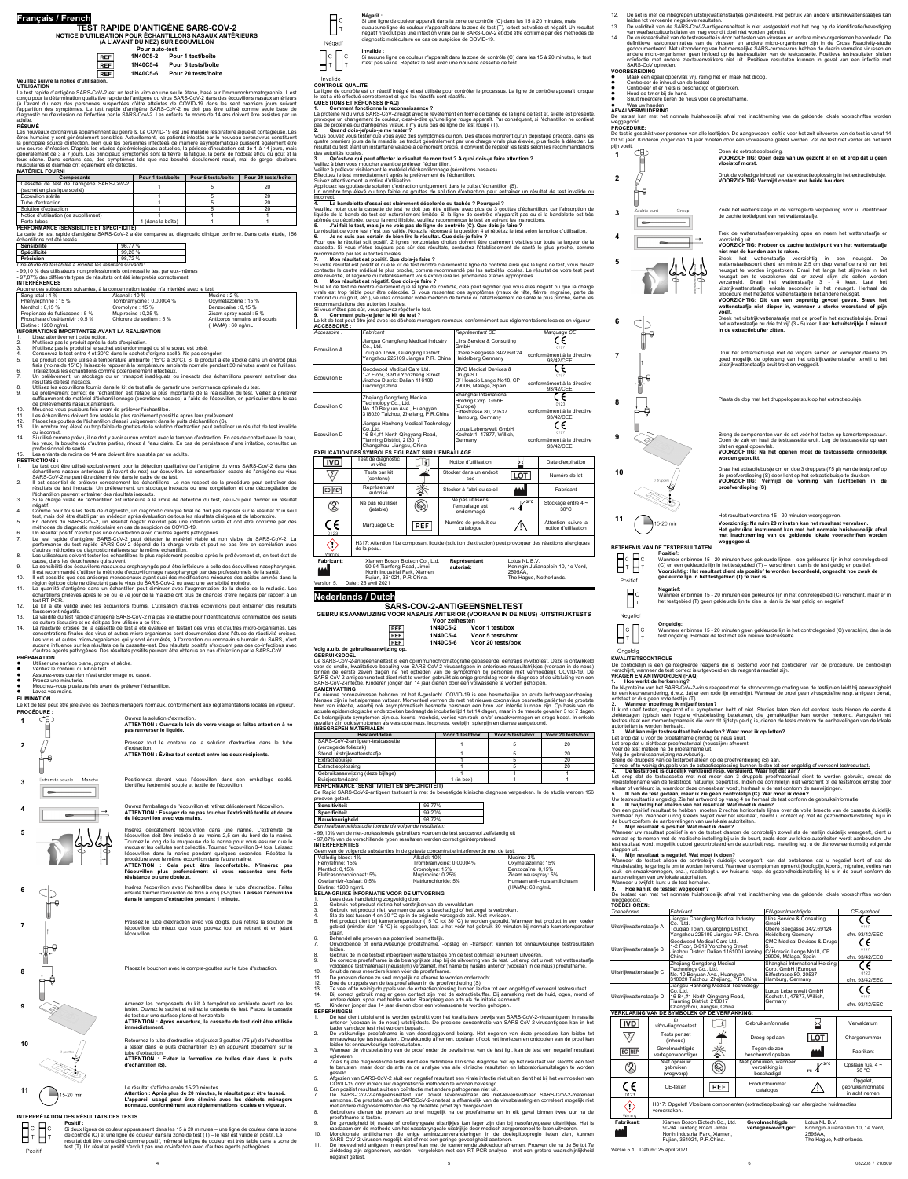# Français / French

## TEST RAPIDE D'ANTIGÈNE SARS-COV-2

### NOTICE D'UTILISATION POUR ÉCHANTILLONS NASAUX ANTÉRIEURS (À L'AVANT DU NEZ) SUR ÉCOUVILLON

**Pour auto-test**

| | | |
|---|---|---|
| REF | 1N40C5-2 | Pour 1 test/boîte |
| REF | 1N40C5-4 | Pour 5 tests/boîte |
| REF | 1N40C5-6 | Pour 20 tests/boîte |

**Veuillez suivre la notice d'utilisation.**

**UTILISATION**

Le test rapide d'antigène SARS-CoV-2 est un test in vitro en une seule étape, basé sur l'immunochromatographie. Il est conçu pour la détermination qualitative rapide de l'antigène du virus SARS-CoV-2 dans des écouvillons nasaux antérieurs (à l'avant du nez) des personnes suspectées d'être atteintes de COVID-19 dans les sept premiers jours suivant l'apparition des symptômes. Le test rapide d'antigène SARS-CoV-2 ne doit pas être utilisé comme seule base de diagnostic ou d'exclusion de l'infection par le SARS-CoV-2. Les enfants de moins de 14 ans doivent être assistés par un adulte.

**RÉSUMÉ**

Les nouveaux coronavirus appartiennent au genre ß. Le COVID-19 est une maladie respiratoire aiguë et contagieuse. Les êtres humains y sont généralement sensibles. Actuellement, les patients infectés par le nouveau coronavirus constituent la principale source d'infection, bien que les personnes infectées de manière asymptomatique puissent également être une source d'infection. D'après les études épidémiologiques actuelles, la période d'incubation est de 1 à 14 jours, mais généralement de 3 à 7 jours. Les principaux symptômes sont la fièvre, la fatigue, la perte de l'odorat et/ou du goût et la toux sèche. Dans certains cas, des symptômes tels que nez bouché, écoulement nasal, mal de gorge, douleurs musculaires et diarrhée ont également été détectés.

**MATÉRIEL FOURNI**

| Composants | Pour 1 test/boîte | Pour 5 tests/boîte | Pour 20 tests/boîte |
|---|---|---|---|
| Cassette de test de l'antigène SARS-CoV-2 (sachet en plastique scellé) | 1 | 5 | 20 |
| Écouvillon stérile | 1 | 5 | 20 |
| Tube d'extraction | 1 | 5 | 20 |
| Solution d'extraction | 1 | 5 | 20 |
| Notice d'utilisation (ce supplément) | 1 | 1 | 1 |
| Porte-tubes | 1 (dans la boîte) | 1 | 1 |

**PERFORMANCE (SENSIBILITÉ ET SPÉCIFICITÉ)**

La carte de test rapide d'antigène SARS-CoV-2 a été comparée au diagnostic clinique confirmé. Dans cette étude, 156 échantillons ont été testés.

| | |
|---|---|
| Sensibilité | 96,77 % |
| Spécificité | 99,20 % |
| Précision | 98,72 % |

*Une étude de faisabilité a montré les résultats suivants :*

- 99,10 % des utilisateurs non professionnels ont réussi le test par eux-mêmes
- 97,87 % des différents types de résultats ont été interprétés correctement

**INTERFÉRENCES**

Aucune des substances suivantes, à la concentration testée, n'a interféré avec le test.

| | | |
|---|---|---|
| Sang total : 1 % | Alcool : 10 % | Mucine : 2 % |
| Phényléphrine : 15 % | Tombramycine : 0,00004 % | Oxymétazoline : 15 % |
| Menthol : 0,15 % | Cromolyne : 15 % | Benzocaïne : 0,15 % |
| Propionate de fluticasone : 5 % | Mupirocine : 0,25 % | Zicam spray nasal : 5 % |
| Phosphate d'oseltamivir : 0,5 % | Chlorure de sodium : 5 % | Anticorps humains anti-souris (HAMA) : 60 ng/mL |
| Biotine : 1200 ng/mL | | |

**INFORMATIONS IMPORTANTES AVANT LA RÉALISATION**

1. Lisez attentivement cette notice.
2. N'utilisez pas le produit après la date d'expiration.
3. N'utilisez pas le produit si le sachet est endommagé ou si le sceau est brisé.
4. Conservez le test entre 4 et 30°C dans le sachet d'origine scellé. Ne pas congeler.
5. Le produit doit être utilisé à température ambiante (15°C à 30°C). Si le produit a été stocké dans un endroit plus frais (moins de 15°C), laissez-le reposer à la température ambiante normale pendant 30 minutes avant de l'utiliser.
6. Traitez tous les échantillons comme potentiellement infectieux.
7. Un prélèvement, un stockage ou un transport inadéquats ou inexacts des échantillons peuvent entraîner des résultats de test inexacts.
8. Utilisez les écouvillons fournis dans le kit de test afin de garantir une performance optimale du test.
9. Le prélèvement correct de l'échantillon est l'étape la plus importante de la réalisation du test. Veillez à prélever suffisamment de matériel d'échantillonnage (sécrétions nasales) à l'aide de l'écouvillon, en particulier dans le cas de prélèvements nasaux antérieurs.
10. Mouchez-vous plusieurs fois avant de prélever l'échantillon.
11. Les échantillons doivent être testés le plus rapidement possible après leur prélèvement.
12. Placez les gouttes de l'échantillon d'essai uniquement dans le puits d'échantillon (S).
13. Un nombre trop élevé ou trop faible de gouttes de la solution d'extraction peut entraîner un résultat de test invalide ou incorrect.
14. Si utilisé comme prévu, il ne doit y avoir aucun contact avec le tampon d'extraction. En cas de contact avec la peau, les yeux, la bouche ou d'autres parties, rincez à l'eau claire. En cas de persistance d'une irritation, consultez un professionnel de santé.
15. Les enfants de moins de 14 ans doivent être assistés par un adulte.

**RESTRICTIONS :**

1. Le test doit être utilisé exclusivement pour la détection qualitative de l'antigène du virus SARS-CoV-2 dans des échantillons nasaux antérieurs (à l'avant du nez) sur écouvillon. La concentration exacte de l'antigène du virus SARS-CoV-2 ne peut être déterminée dans le cadre de ce test.
2. Il est essentiel de prélever correctement les échantillons. Le non-respect de la procédure peut entraîner des résultats de test inexacts. Un prélèvement, un stockage inadéquats ou une congélation et une décongélation de l'échantillon peuvent entraîner des résultats inexacts.
3. Si la charge virale de l'échantillon est inférieure à la limite de détection du test, celui-ci peut donner un résultat négatif.
4. Comme pour tous les tests de diagnostic, un diagnostic clinique final ne doit pas reposer sur le résultat d'un seul test, mais doit être établi par un médecin après évaluation de tous les résultats cliniques et de laboratoire.
5. En dehors du SARS-CoV-2, un résultat négatif n'exclut pas une infection virale et doit être confirmé par des méthodes de diagnostic moléculaire en cas de suspicion de COVID-19.
6. Un résultat positif n'exclut pas une co-infection avec d'autres agents pathogènes.
7. Le test rapide d'antigène SARS-CoV-2 peut détecter le matériel viable et non viable du SARS-CoV-2. La performance du test rapide SARS-CoV-2 dépend de la charge virale et peut ne pas être en corrélation avec d'autres méthodes de diagnostic réalisées sur le même échantillon.
8. Les utilisateurs doivent tester les échantillons le plus rapidement possible après le prélèvement, en tout état de cause, dans les deux heures qui suivent.
9. La sensibilité des écouvillons nasaux ou oropharyngés peut être inférieure à celle des écouvillons nasopharyngés. Il est recommandé d'utiliser l'écouvillonnage nasopharyngé par des professionnels de la santé.
10. Il est possible que des anticorps monoclonaux ayant subi des modifications mineures des acides aminés dans la région épitope cible ne détectent pas le virus du SARS-CoV-2 ou avec une sensibilité moindre.
11. La quantité d'antigène dans un échantillon peut diminuer avec l'augmentation de la durée de la maladie. Les échantillons prélevés après le 5e ou le 7e jour de la maladie ont plus de chances d'être négatifs par rapport à un test RT-PCR.
12. Le kit a été validé avec les écouvillons fournis. L'utilisation d'autres écouvillons peut entraîner des résultats faussement négatifs.
13. La validité du test rapide d'antigène SARS-CoV-2 n'a pas été établie pour l'identification/la confirmation des isolats de culture tissulaire et ne doit pas être utilisée à ce titre.
14. La réactivité croisée de la cassette de test a été évaluée en testant des virus et d'autres micro-organismes. Les concentrations finales des virus et autres micro-organismes sont documentées dans l'étude de réactivité croisée. Les virus et autres micro-organismes qui y sont énumérés, à l'exception du coronavirus humain du SARS, n'ont aucune influence sur les résultats de la cassette-test. Des résultats positifs peuvent être obtenus en cas d'infection par d'autres agents pathogènes. Des résultats positifs peuvent être obtenus en cas d'infection par le SARS-CoV.

**PRÉPARATION**

- Utiliser une surface plane, propre et sèche.
- Vérifiez le contenu du kit de test
- Assurez-vous que rien n'est endommagé ou cassé.
- Prenez une minuterie.
- Mouchez-vous plusieurs fois avant de prélever l'échantillon.
- Lavez vos mains.

**ÉLIMINATION**

Le kit de test peut être jeté avec les déchets ménagers normaux, conformément aux réglementations locales en vigueur.

**PROCÉDURE :**

1. Ouvrez la solution d'extraction. **ATTENTION : Ouvrez-la loin de votre visage et faites attention à ne pas renverser le liquide.**
2. Pressez tout le contenu de la solution d'extraction dans le tube d'extraction. **ATTENTION : Évitez tout contact entre les deux récipients.**
3. Positionnez devant vous l'écouvillon dans son emballage scellé. Identifiez l'extrémité souple et textile de l'écouvillon.
   Extrémité souple — Manche
4. Ouvrez l'emballage de l'écouvillon et retirez délicatement l'écouvillon. **ATTENTION : Essayez de ne pas toucher l'extrémité textile et douce de l'écouvillon avec vos mains.**
5. Insérez délicatement l'écouvillon dans une narine. L'extrémité de l'écouvillon doit être insérée à au moins 2,5 cm du bord de la narine. Tournez le long de la muqueuse de la narine pour vous assurer que le mucus et les cellules sont collectés. Tournez l'écouvillon 3-4 fois. Laissez l'écouvillon dans la narine pendant quelques secondes. Répétez la procédure avec le même écouvillon dans l'autre narine. **ATTENTION : Cela peut être inconfortable. N'insérez pas l'écouvillon plus profondément si vous ressentez une forte résistance ou une douleur.**
6. Insérez l'écouvillon avec l'échantillon dans le tube d'extraction. Faites ensuite tourner l'écouvillon de trois à cinq (3-5) fois. **Laissez l'écouvillon dans le tampon d'extraction pendant 1 minute.**
7. Pressez le tube d'extraction avec vos doigts, puis retirez la solution de l'écouvillon du mieux que vous pouvez tout en retirant et en jetant l'écouvillon.
8. Placez le bouchon avec le compte-gouttes sur le tube d'extraction.
9. Amenez les composants du kit à température ambiante avant de les tester. Ouvrez le sachet et retirez la cassette de test. Placez la cassette de test sur une surface plane et horizontale. **ATTENTION : Après ouverture, la cassette de test doit être utilisée immédiatement.**
10. Retournez le tube d'extraction et ajoutez 3 gouttes (75 µl) de l'échantillon à tester dans le puits d'échantillon (S) en appuyant doucement sur le tube d'extraction. **ATTENTION : Évitez la formation de bulles d'air dans le puits d'échantillon (S).**
    3 gouttes
11. Le résultat s'affiche après 15-20 minutes. **Attention : Après plus de 20 minutes, le résultat peut être faussé. L'appareil usagé peut être éliminé avec les déchets ménagers normaux, conformément aux réglementations locales en vigueur.**
    15-20 min

**INTERPRÉTATION DES RÉSULTATS DES TESTS**

**Positif :**
Si deux lignes de couleur apparaissent dans les 15 à 20 minutes – une ligne de couleur dans la zone de contrôle (C) et une ligne de couleur dans la zone de test (T) – le test est valide et positif. Le résultat doit être considéré comme positif, même si la ligne de couleur est très faible dans la zone de test (T). Un résultat positif n'exclut pas une co-infection avec d'autres agents pathogènes.

**Négatif :**
Si une ligne de couleur apparaît dans la zone de contrôle (C) dans les 15 à 20 minutes, mais qu'aucune ligne de couleur n'apparaît dans la zone de test (T), le test est valide et négatif. Un résultat négatif n'exclut pas une infection virale par le SARS-CoV-2 et doit être confirmé par des méthodes de diagnostic moléculaire en cas de suspicion de COVID-19.

**Invalide :**
Si aucune ligne de couleur n'apparaît dans la zone de contrôle (C) dans les 15 à 20 minutes, le test n'est pas valide. Répétez le test avec une nouvelle cassette de test.

**CONTRÔLE QUALITÉ**

La ligne de contrôle est un réactif intégré et est utilisée pour contrôler le processus. La ligne de contrôle apparaît lorsque le test a été effectué correctement et que les réactifs sont réactifs.

**QUESTIONS ET RÉPONSES (FAQ)**

**1. Comment fonctionne la reconnaissance ?**
La protéine N du virus SARS-CoV-2 réagit avec le revêtement en forme de bande de la ligne de test et, si elle est présente, provoque un changement de couleur, c'est-à-dire qu'une ligne rouge apparaît. Par conséquent, si l'échantillon ne contient pas de protéines ou d'antigènes viraux, il n'y aura pas de ligne de test rouge (T).

**2. Quand dois-je/puis-je me tester ?**
Vous pouvez vous tester que vous ayez des symptômes ou non. Des études montrent qu'un dépistage précoce, dans les quatre premiers jours de la maladie, se traduit généralement par une charge virale plus élevée, plus facile à détecter. Le résultat du test étant un instantané valable à ce moment précis, il convient de répéter les tests selon les recommandations des autorités locales.

**3. Qu'est-ce qui peut affecter le résultat de mon test ? À quoi dois-je faire attention ?**
Veillez à bien vous moucher avant de prélever l'échantillon.
Veillez à prélever visiblement le matériel d'échantillonnage (sécrétions nasales).
Effectuez le test immédiatement après le prélèvement de l'échantillon.
Suivez attentivement la notice d'utilisation.
Appliquez les gouttes de solution d'extraction uniquement dans le puits d'échantillon (S).
Un nombre trop élevé ou trop faible de gouttes de solution d'extraction peut entraîner un résultat de test invalide ou incorrect.

**4. La bandelette d'essai est clairement décolorée ou tachée ? Pourquoi ?**
Veuillez noter que la cassette de test ne doit pas être utilisée avec plus de 3 gouttes d'échantillon, car l'absorption de liquide de la bande de test est naturellement limitée. Si la ligne de contrôle n'apparaît pas ou si la bandelette est très altérée ou décolorée, ce qui la rend illisible, veuillez recommencer le test en suivant les instructions.

**5. J'ai fait le test, mais je ne vois pas de ligne de contrôle (C). Que dois-je faire ?**
Le résultat de votre test n'est pas valide. Notez la réponse à la question 4 et répétez le test selon la notice d'utilisation.

**6. Je ne suis pas certain de bien lire le résultat. Que dois-je faire ?**
Pour que le résultat soit positif, 2 lignes horizontales droites doivent être clairement visibles sur toute la largeur de la cassette. Si vous n'êtes toujours pas sûr des résultats, contactez l'établissement de santé le plus proche, comme recommandé par les autorités locales.

**7. Mon résultat est positif. Que dois-je faire ?**
Si votre résultat est positif et que le kit de test montre clairement la ligne de contrôle ainsi que la ligne de test, vous devez contacter le centre médical le plus proche, comme recommandé par les autorités locales. Il est possible que votre test doive être revérifié, et l'agence ou l'établissement vous expliquera les procédures étapes appropriées.

**8. Mon résultat est négatif. Que dois-je faire ?**
Si le kit de test ne montre clairement que la ligne de contrôle, cela peut signifier que vous êtes négatif ou que la charge virale est trop faible pour être détectée. Si vous ressentez des symptômes (maux de tête, fièvre, migraine, perte de l'odorat ou du goût, etc.), veuillez contacter l'établissement de santé le plus proche, conformément aux recommandations de vos autorités locales.
Si vous n'êtes pas sûr, vous pouvez répéter le test.

**9. Comment puis-je jeter le kit de test ?**
Le kit de test peut être jeté avec les déchets ménagers normaux, conformément aux réglementations locales en vigueur.

**ACCESSOIRE :**

| Accessoire | Fabricant | Représentant CE | Marquage CE |
|---|---|---|---|
| Écouvillon A | Jiangsu Changfeng Medical Industry Co., Ltd. Touqiao Town, Guangling District Yangzhou 225109 Jiangsu P.R. China | Llins Service & Consulting GmbH Obere Seegasse 34/2,69124 Heidelberg Germany | CE 0197 conformément à la directive 93/42/CEE |
| Écouvillon B | Goodwood Medical Care Ltd. 1-2 Floor, 3-919 Yonzheng Street Jinzhou District Dalian 116100 Liaoning China | CMC Medical Devices & Drugs S.L. C/ Horacio Lengo No18, CP 29006, Málaga, Spain | CE 0197 conformément à la directive 93/42/CEE |
| Écouvillon C | Zhejiang Gongdong Medical Technology Co., Ltd. No. 10 Beiyuan Ave., Huangyan 318020 Taizhou, Zhejiang, P.R.China | Shanghai International Holding Corp. GmbH (Europe) Eiffestrasse 80, 20537 Hamburg, Germany | CE 0123 conformément à la directive 93/42/CEE |
| Écouvillon D | Jiangsu Hanheng Medical Technology Co., Ltd. 16-B4,#1 North Qingyang Road, Tianning District, 213017 Changzhou, Jiangsu, China | Luxus Lebenswelt GmbH Kochstr.1, 47877, Willich, Germany | CE 0197 conformément à la directive 93/42/CEE |

**EXPLICATION DES SYMBOLES FIGURANT SUR L'EMBALLAGE :**

| | | | | | |
|---|---|---|---|---|---|
| IVD | Test de diagnostic in vitro | | Notice d'utilisation | | Date d'expiration |
| | Tests par kit (contenu) | | Stocker dans un endroit sec | LOT | Numéro de lot |
| EC REP | Représentant autorisé | | Stocker à l'abri du soleil | | Fabricant |
| | Ne pas réutiliser (jetable) | | Ne pas utiliser si l'emballage est endommagé | 4°C – 30°C | Stockage entre 4 ~ 30°C |
| CE 0123 | Marquage CE | REF | Numéro de produit du catalogue | | Attention, suivre la notice d'utilisation |
| Warning | H317: Attention ! Le composant liquide (solution d'extraction) peut provoquer des réactions allergiques de la peau. | | | | |

| | | | |
|---|---|---|---|
| **Fabricant:** | Xiamen Boson Biotech Co., Ltd. 90-94 Tianfeng Road, Jimei North Industrial Park, Xiamen, Fujian, 361021, P.R.China. | **Représentant autorisé:** | Lotus NL B.V. Koningin Julianaplein 10, le Verd, 2595AA, The Hague, Netherlands. |

Version 5.1 Date : 25 avril 2021

# Nederlands / Dutch

## SARS-COV-2-ANTIGEENSNELTEST

### GEBRUIKSAANWIJZING VOOR NASALIS ANTERIOR (VOORAAN IN DE NEUS) -UITSTRIJKTESTS

**Voor zelftesten**

| | | |
|---|---|---|
| REF | 1N40C5-2 | Voor 1 test/box |
| REF | 1N40C5-4 | Voor 5 tests/box |
| REF | 1N40C5-6 | Voor 20 tests/box |

**Volg a.u.b. de gebruiksaanwijzing op.**

**GEBRUIKSDOEL**

De SARS-CoV-2-antigeensneltest is een op immunochromatografie gebaseerde, eenstaps in-vitrotest. Deze is ontwikkeld voor de snelle, kwalitatieve bepaling van SARS-CoV-2-virusantigeen in anterieure neusuitstrijkjes (vooraan in de neus) binnen de eerste zeven dagen na het optreden van de symptomen bij personen met vermoedelijk COVID-19. De SARS-CoV-2-antigeensneltest dient niet te worden gebruikt als enige grondslag voor de diagnose of de uitsluiting van een SARS-CoV-2-infectie. Kinderen jonger dan 14 jaar dienen door een volwassene te worden geholpen.

**SAMENVATTING**

De nieuwe coronavirussen behoren tot het ß-geslacht. COVID-19 is een besmettelijke en acute luchtwegaandoening. Mensen zijn in het algemeen vatbaar. Momenteel vormen de met het nieuwe coronavirus besmette patiënten de grootste bron van infectie, waarbij ook asymptomatisch besmette personen een bron van infectie kunnen zijn. Op basis van de actuele epidemiologische onderzoeken bedraagt de incubatietijd 1 tot 14 dagen, meestal 3 tot 7 dagen. De belangrijkste symptomen zijn o.a. koorts, moeheid, verlies van reuk- en/of smaakvermogen en droge hoest. In enkele gevallen zijn ook symptomen als verstopte neus, loopneus, keelpijn, spierpijn en diarree vastgesteld.

**INBEGREPEN MATERIALEN**

| Bestanddelen | Voor 1 test/box | Voor 5 tests/box | Voor 20 tests/box |
|---|---|---|---|
| SARS-CoV-2-antigeen-testcassette (verzegelde foliezak) | 1 | 5 | 20 |
| Steriel uitstrijkwattenstaafje | 1 | 5 | 20 |
| Extractiebuisje | 1 | 5 | 20 |
| Extractieoplossing | 1 | 5 | 20 |
| Gebruiksaanwijzing (deze bijlage) | 1 | 1 | 1 |
| Buisjesstandaard | 1 (in box) | 1 | 1 |

**PERFORMANCE (SENSITIVITEIT EN SPECIFICITEIT)**

De Rapid SARS-CoV-2-antigeen testkaart is met de bevestigde klinische diagnose vergeleken. In de studie werden 156 proeven getest.

| | |
|---|---|
| Sensitiviteit | 96,77% |
| Specificiteit | 99,20% |
| Nauwkeurigheid | 98,72% |

*Een haalbaarheidsstudie toonde de volgende resultaten:*

- 99,10% van de niet-professionele gebruikers voerden de test succesvol zelfstandig uit
- 97,87% van de verschillende typen resultaten werden correct geïnterpreteerd

**INTERFERENTIES**

Geen van de volgende substanties in de geteste concentratie interfereerde met de test.

| | | |
|---|---|---|
| Volledig bloed: 1% | Alkohol: 10% | Mucine: 2% |
| Fenylefrine: 15% | Trombramycine: 0,00004% | Oxymetazoline: 15% |
| Menthol: 0,15% | Cromolyne: 15% | Benzocaïne: 0,15% |
| Fluticasonpropionaat: 5% | Mupirocine: 0,25% | Zicam neusspray: 5% |
| Oseltamivir-fosfaat: 0,5% | Natriumchloride: 5% | Humaan anti-muis antilichaam (HAMA): 60 ng/mL |
| Biotine: 1200 ng/mL | | |

**BELANGRIJKE INFORMATIE VOOR DE UITVOERING**

1. Lees deze handleiding zorgvuldig door.
2. Gebruik het product niet na het verstrijken van de vervaldatum.
3. Gebruik het product niet, wanneer de zak is beschadigd of het zegel is verbroken.
4. Sla de test tussen 4 en 30 °C op in de originele verzegelde zak. Niet invriezen.
5. Het product dient bij kamertemperatuur (15 °C tot 30 °C) te worden gebruikt. Wanneer het product in een koeler gebied (minder dan 15 °C) is opgeslagen, laat u het voor het gebruik 30 minuten bij normale kamertemperatuur staan.
6. Behandel alle proeven als potentieel besmettelijk.
7. Onvoldoende of onnauwkeurige proefname, -opslag en -transport kunnen tot onnauwkeurige testresultaten leiden.
8. Gebruik de in de testset inbegrepen wattenstaafjes om de test optimaal te kunnen uitvoeren.
9. De correcte proefname is de belangrijkste stap bij de uitvoering van de test. Let erop dat u met het wattenstaafje voldoende testmateriaal (neusslijm) verzamelt, met name bij nasalis anterior (vooraan in de neus) proefnames.
10. Snuit de neus meerdere keren vóór de proefname.
11. De proeven dienen zo snel mogelijk na afname te worden onderzocht.
12. Doe de druppels van de testproef alleen in de proefopening (S).
13. Te veel of te weinig druppels van de extractieoplossing kunnen leiden tot een ongeldig of verkeerd testresultaat.
14. Bij correct gebruik mag er geen contact zijn met de extractiebuffer. Bij aanraking met de huid, ogen, mond of andere delen, spoel met helder water. Raadpleeg een arts als de irritatie aanhoudt.
15. Kinderen jonger dan 14 jaar dienen door een volwassene te worden geholpen.

**BEPERKINGEN:**

1. De test dient uitsluitend te worden gebruikt voor het kwalitatieve bewijs van SARS-CoV-2-virusantigeen in nasalis anterior (vooraan in de neus) uitstrijktests. De precieze concentratie van SARS-CoV-2-virusantigeen kan in het kader van deze test niet worden bepaald.
2. De vakkundige proefname is van doorslaggevend belang. Het negeren van deze procedure kan leiden tot onnauwkeurige testresultaten. Onvakkundig afnemen, opslaan of ook het invriezen en ontdooien van de proef kan leiden tot onnauwkeurige testresultaten.
3. Wanneer de virusbelasting van de proef onder de bewijslimiet van de test ligt, kan de test een negatief resultaat opleveren.
4. Zoals bij alle diagnostische tests dient een definitieve klinische diagnose niet op het resultaat van slechts één test te berusten, maar door de arts na de analyse van alle klinische resultaten en laboratoriumuitslagen te worden gesteld.
5. Afgezien van SARS-CoV-2 sluit een negatief resultaat een virale infectie niet uit en dient het bij het vermoeden van COVID-19 door moleculair-diagnostische methoden te worden bevestigd.
6. Een positief resultaat sluit een coïnfectie met andere pathogenen niet uit.
7. De SARS-CoV-2-antigeensneltest kan zowel levensvatbaar als niet-levensvatbaar SARS-CoV-2-materiaal aantonen. De prestatie van de SARSCoV-2-sneltest is afhankelijk van de virusbelasting en correleert mogelijk niet met andere diagnosemethoden die op dezelfde proef zijn doorgevoerd.
8. Gebruikers dienen de proeven zo snel mogelijk na de proefname en in elk geval binnen twee uur na de proefname te testen.
9. De gevoeligheid bij nasale of orofaryngeale uitstrijkjes kan lager zijn dan bij nasofaryngeale uitstrijkjes. Het is aanbevolen om de methode van het nasofaryngeale uitstrijkje door medische professionals te laten uitvoeren.
10. Monoklonale antilichamen die enige aminozuurveranderingen in de doelepitoopregio bezitten kunnen, kunnen SARS-CoV-2-virussen mogelijk niet of met een geringe gevoeligheid aantonen.
11. De hoeveelheid antigeen in een proef kan met de toenemende ziekteduur afnemen. Proeven die na de 5e tot 7e ziektedag zijn afgenomen, worden – vergeleken met een RT-PCR-analyse – met een grotere waarschijnlijkheid negatief getest.
12. De set is met de inbegrepen uitstrijkwattenstaafjes gevalideerd. Het gebruik van andere uitstrijkwattenstaafjes kan leiden tot verkeerde negatieve resultaten.
13. De validiteit van de SARS-CoV-2-antigeensneltest is niet vastgesteld met het oog op de identificatie/bevestiging van weefselcultuurisolaten en mag voor dit doel niet worden gebruikt.
14. De kruisreactiviteit van de testcassette is door het testen van virussen en andere micro-organismen beoordeeld. De definitieve testconcentraties van de virussen en andere micro-organismen zijn in de Cross Reactivity-studie gedocumenteerd. Met uitzondering van het menselijke SARS-coronavirus hebben de daarin vermelde virussen en andere micro-organismen geen invloed op de testresultaten van de testcassette. Positieve testresultaten sluiten coïnfectie met andere ziekteverwekkers niet uit. Positieve resultaten kunnen in geval van een infectie met SARS-CoV optreden.

**VOORBEREIDING**

- Maak een egaal oppervlak vrij, reinig het en maak het droog.
- Controleer de inhoud van de testset
- Controleer of er niets is beschadigd of gebroken.
- Houd de timer bij de hand.
- Snuit meerdere keren de neus vóór de proefname.
- Was uw handen.

**AFVALVERWIJDERING**

De testset kan met het normale huishoudelijk afval met inachtneming van de geldende lokale voorschriften worden weggegooid.

**PROCEDURE:**

De test is geschikt voor personen van alle leeftijden. De aangewezen leeftijd voor het zelf uitvoeren van de test is vanaf 14 tot 90 jaar. Kinderen jonger dan 14 jaar moeten door een volwassene getest worden. Zet de test niet verder als het kind pijn voelt.

1. Open de extractieoplossing. **VOORZICHTIG: Open deze van uw gezicht af en let erop dat u geen vloeistof morst.**
2. Druk de volledige inhoud van de extractieoplossing in het extractiebuisje. **VOORZICHTIG: Vermijd contact met beide houders.**
3. Zoek het wattenstaafje in de verzegelde verpakking voor u. Identificeer de zachte textieltpunt van het wattenstaafje.
   Zachte punt — Greep
4. Trek de wattenstaafjesverpakking open en neem het wattenstaafje er voorzichtig uit. **VOORZICHTIG: Probeer de zachte textielpunt van het wattenstaafje niet met de handen aan te raken.**
5. Steek het wattenstaafje voorzichtig in een neusgat. De wattenstaafjespunt dient ten minste 2,5 cm diep vanaf de rand van het neusgat te worden ingestoken. Draai het langs het slijmvlies in het neusgat om te verzekeren dat er zowel slijm als cellen worden verzameld. Draai het wattenstaafje 3 - 4 keer. Laat het uitstrijkwattenstaafje enkele seconden in het neusgat. Herhaal de procedure met hetzelfde wattenstaafje in het andere neusgat. **VOORZICHTIG: Dit kan een onprettig gevoel geven. Steek het wattenstaafje niet dieper in, wanneer u sterke weerstand of pijn voelt.**
6. Steek het uitstrijkwattenstaafje met de proef in het extractiebuisje. Draai het wattenstaafje nu drie tot vijf (3 - 5) keer. **Laat het uitstrijkje 1 minuut in de extractiebuffer zitten.**
7. Druk het extractiebuisje met de vingers samen en verwijder daarna zo goed mogelijk de oplossing van het uitstrijkwattenstaafje, terwijl u het uitstrijkwattenstaafje eruit trekt en weggooit.
8. Plaats de dop met het druppelopzetstuk op het extractiebuisje.
9. Breng de componenten van de set vóór het testen op kamertemperatuur. Open de zak en haal de testcassette eruit. Leg de testcassette op een plat en egaal oppervlak. **VOORZICHTIG: Na het openen moet de testcassette onmiddellijk worden gebruikt.**
10. Draai het extractiebuisje om en doe 3 druppels (75 µl) van de testproef op de proefverdieping (S) door licht op het extractiebuisje te drukken. **VOORZICHTIG: Vermijd de vorming van luchtbellen in de proefverdieping (S).**
    3 druppels
11. Het resultaat wordt na 15 - 20 minuten weergegeven. **Voorzichtig: Na ruim 20 minuten kan het resultaat vervalsen. Het gebruikte instrument kan met het normale huishoudelijk afval met inachtneming van de geldende lokale voorschriften worden weggegooid.**
    15-20 min

**BETEKENIS VAN DE TESTRESULTATEN**

**Positief:**
Wanneer er binnen 15 - 20 minuten twee gekleurde lijnen – een gekleurde lijn in het controlegebied (C) en een gekleurde lijn in het testgebied (T) – verschijnen, dan is de test geldig en positief. **Voorzichtig: Het resultaat dient als positief te worden beoordeeld, ongeacht hoe zwak de gekleurde lijn in het testgebied (T) te zien is.**

**Negatief:**
Wanneer er binnen 15 - 20 minuten een gekleurde lijn in het controlegebied (C) verschijnt, maar er in het testgebied (T) geen gekleurde lijn te zien is, dan is de test geldig en negatief.

**Ongeldig:**
Wanneer er binnen 15 - 20 minuten geen gekleurde lijn in het controlegebied (C) verschijnt, dan is de test ongeldig. Herhaal de test met een nieuwe testcassette.

**KWALITEITSCONTROLE**

De controlelijn is een geïntegreerde reagens die is bestemd voor het controleren van de procedure. De controlelijn verschijnt, wanneer de test correct is uitgevoerd en de reagentia reactief zijn.

**VRAGEN EN ANTWOORDEN (FAQ)**

**1. Hoe werkt de herkenning?**
De N-proteïne van het SARS-CoV-2-virus reageert met de strookvormige coating van de testlijn en leidt bij aanwezigheid tot een kleurverandering, d.w.z. dat er een rode lijn verschijnt. Wanneer de proef geen virusproteïne resp. antigeen bevat, ontstaat er dus geen rode testlijn (T).

**2. Wanneer moet/mag ik mijzelf testen?**
U kunt uzelf testen, ongeacht of u symptomen hebt of niet. Studies laten zien dat eerdere tests binnen de eerste 4 ziektedagen typisch een hogere virusbelasting betekenen, die gemakkelijker kan worden herkend. Aangezien het testresultaat een momentopname is die voor dit tijdstip geldig is, dienen de tests conform de aanbevelingen van de lokale autoriteiten te worden herhaald.

**3. Wat kan mijn testresultaat beïnvloeden? Waar moet ik op letten?**
Let erop dat u vóór de proefname grondig de neus snuit.
Let erop dat u zichtbaar proefmateriaal (neusslijm) afneemt.
Voer de test meteen na de proefname uit.
Volg de gebruiksaanwijzing nauwkeurig.
Breng de druppels van de testproef alleen op de proefverdieping (S) aan.
Te veel of te weinig druppels van de extractieoplossing kunnen leiden tot een ongeldig of verkeerd testresultaat.

**4. De teststrook is duidelijk verkleurd resp. versluierd. Waar ligt dat aan?**
Let erop dat de testcassette niet met meer dan 3 druppels proefmateriaal dient te worden gebruikt, omdat de vloeistofopname van de teststrook natuurlijk beperkt is. Indien de controlelijn niet verschijnt of de teststrook ernstig door elkaar of verkleurd is, waardoor deze onleesbaar wordt, herhaalt u de test conform de aanwijzingen.

**5. Ik heb de test gedaan, maar ik zie geen controlelijn (C). Wat moet ik doen?**
Uw testresultaat is ongeldig. Zie het antwoord op vraag 4 en herhaal de test conform de gebruiksinformatie.

**6. Ik twijfel bij het aflezen van het resultaat. Wat moet ik doen?**
Om een positief resultaat te hebben, moeten 2 rechte horizontale lijnen over de volle breedte van de cassette duidelijk zichtbaar zijn. Wanneer u nog steeds twijfelt over het resultaat, neemt u contact op met de gezondheidsinstelling bij u in de buurt conform de aanbevelingen van uw lokale autoriteiten.

**7. Mijn resultaat is positief. Wat moet ik doen?**
Wanneer uw resultaat positief is en de testset daarom de controlelijn zowel als de testlijn duidelijk weergeeft, dient u contact op te nemen met de medische instelling bij u in de buurt, zoals door uw lokale autoriteiten wordt aanbevolen. Uw testresultaat wordt mogelijk dubbel gecontroleerd en de autoriteit resp. instelling legt u de dienovereenkomstig volgende stappen uit.

**8. Mijn resultaat is negatief. Wat moet ik doen?**
Wanneer de testset alleen de controlelijn duidelijk weergeeft, kan dat betekenen dat u negatief bent of dat de virusbelasting te gering is om te worden herkend. Wanneer u symptomen opmerkt (hoofdpijn, koorts, migraine, verlies van reuk- en smaakvermogen, enz.), raadpleegt u uw huisarts, resp. de gezondheidsinstelling bij u in de buurt conform de aanbevelingen van uw lokale autoriteiten.
Wanneer u twijfelt, kunt u de test herhalen.

**9. Hoe kan ik de testset weggooien?**
De testset kan met het normale huishoudelijk afval met inachtneming van de geldende lokale voorschriften worden weggegooid.

**TOEBEHOREN:**

| Toebehoren | Fabrikant | EU-gevolmachtigde | CE-symbool |
|---|---|---|---|
| Uitstrijkwattenstaafje A | Jiangsu Changfeng Medical Industry Co., Ltd. Touqiao Town, Guangling District Yangzhou 225109 Jiangsu P.R. China | Llins Service & Consulting GmbH Obere Seegasse 34/2,69124 Heidelberg Germany | CE 0197 cfm. 93/42/EEC |
| Uitstrijkwattenstaafje B | Goodwood Medical Care Ltd. 1-2 Floor, 3-919 Yonzheng Street Jinzhou District Dalian 116100 Liaoning China | CMC Medical Devices & Drugs S.L. C/ Horacio Lengo No18, CP 29006, Málaga, Spain | CE 0197 cfm. 93/42/EEC |
| Uitstrijkwattenstaafje C | Zhejiang Gongdong Medical Technology Co., Ltd. No. 10 Beiyuan Ave., Huangyan 318020 Taizhou, Zhejiang, P.R.China | Shanghai International Holding Corp. GmbH (Europe) Eiffestrasse 80, 20537 Hamburg, Germany | CE 0123 cfm. 93/42/EEC |
| Uitstrijkwattenstaafje D | Jiangsu Hanheng Medical Technology Co., Ltd. 16-B4,#1 North Qingyang Road, Tianning District, 213017 Changzhou, Jiangsu, China | Luxus Lebenswelt GmbH Kochstr.1, 47877, Willich, Germany | CE 0197 cfm. 93/42/EEC |

**VERKLARING VAN DE SYMBOLEN OP DE VERPAKKING:**

| | | | | | |
|---|---|---|---|---|---|
| IVD | In vitro-diagnosetest | | Gebruiksinformatie | | Vervaldatum |
| | Tests per set (inhoud) | | Droog opslaan | LOT | Chargenummer |
| EC REP | Gevolmachtigde vertegenwoordiger | | Tegen de zon beschermd opslaan | | Fabrikant |
| | Niet opnieuw gebruiken (wegwerp) | | Niet gebruiken, wanneer verpakking is beschadigd | 4°C – 30°C | Opslaan tus. 4 ~ 30 °C |
| CE 0123 | CE-teken | REF | Productnummer catalogus | | Opgelet, gebruiksinformatie in acht nemen |
| Warning | H317: Opgelet! Vloeibare componenten (extractieoplossing) kan allergische huidreacties veroorzaken. | | | | |

| | | | |
|---|---|---|---|
| **Fabrikant:** | Xiamen Boson Biotech Co., Ltd. 90-94 Tianfeng Road, Jimei North Industrial Park, Xiamen, Fujian, 361021, P.R.China. | **Gevolmachtigde vertegenwoordiger:** | Lotus NL B.V. Koningin Julianaplein 10, le Verd, 2595AA, The Hague, Netherlands. |

Versie 5.1 Datum: 25 april 2021

082208 / 210509